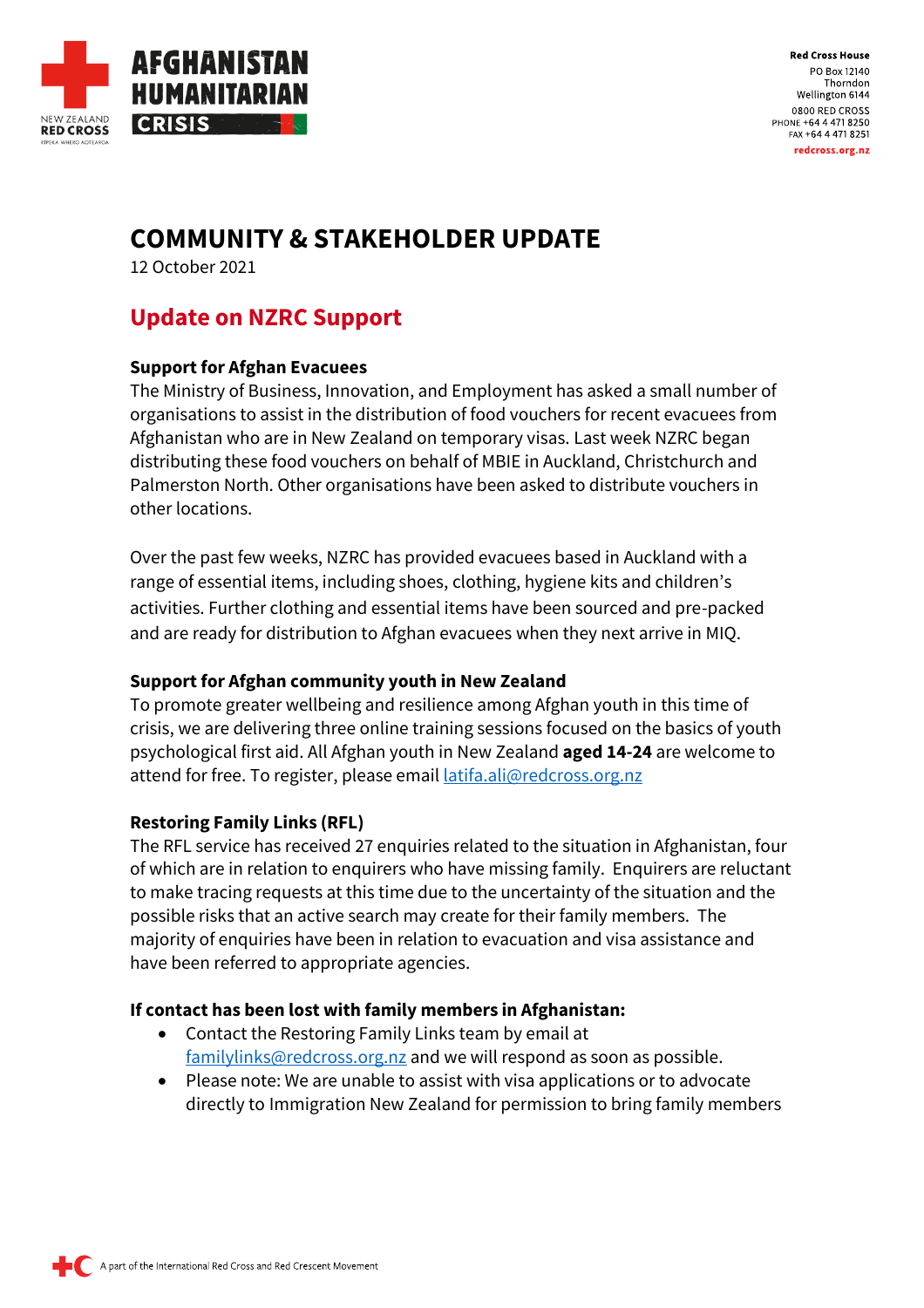AFGHANISTAN HUMANITARIAN CRISIS

Red Cross House
PO Box 12140
Thorndon
Wellington 6144
0800 RED CROSS
PHONE +64 4 471 8250
FAX +64 4 471 8251
redcross.org.nz

# COMMUNITY & STAKEHOLDER UPDATE

12 October 2021

## Update on NZRC Support

### Support for Afghan Evacuees

The Ministry of Business, Innovation, and Employment has asked a small number of organisations to assist in the distribution of food vouchers for recent evacuees from Afghanistan who are in New Zealand on temporary visas. Last week NZRC began distributing these food vouchers on behalf of MBIE in Auckland, Christchurch and Palmerston North. Other organisations have been asked to distribute vouchers in other locations.

Over the past few weeks, NZRC has provided evacuees based in Auckland with a range of essential items, including shoes, clothing, hygiene kits and children's activities. Further clothing and essential items have been sourced and pre-packed and are ready for distribution to Afghan evacuees when they next arrive in MIQ.

### Support for Afghan community youth in New Zealand

To promote greater wellbeing and resilience among Afghan youth in this time of crisis, we are delivering three online training sessions focused on the basics of youth psychological first aid. All Afghan youth in New Zealand **aged 14-24** are welcome to attend for free. To register, please email latifa.ali@redcross.org.nz

### Restoring Family Links (RFL)

The RFL service has received 27 enquiries related to the situation in Afghanistan, four of which are in relation to enquirers who have missing family. Enquirers are reluctant to make tracing requests at this time due to the uncertainty of the situation and the possible risks that an active search may create for their family members. The majority of enquiries have been in relation to evacuation and visa assistance and have been referred to appropriate agencies.

### If contact has been lost with family members in Afghanistan:

- Contact the Restoring Family Links team by email at familylinks@redcross.org.nz and we will respond as soon as possible.
- Please note: We are unable to assist with visa applications or to advocate directly to Immigration New Zealand for permission to bring family members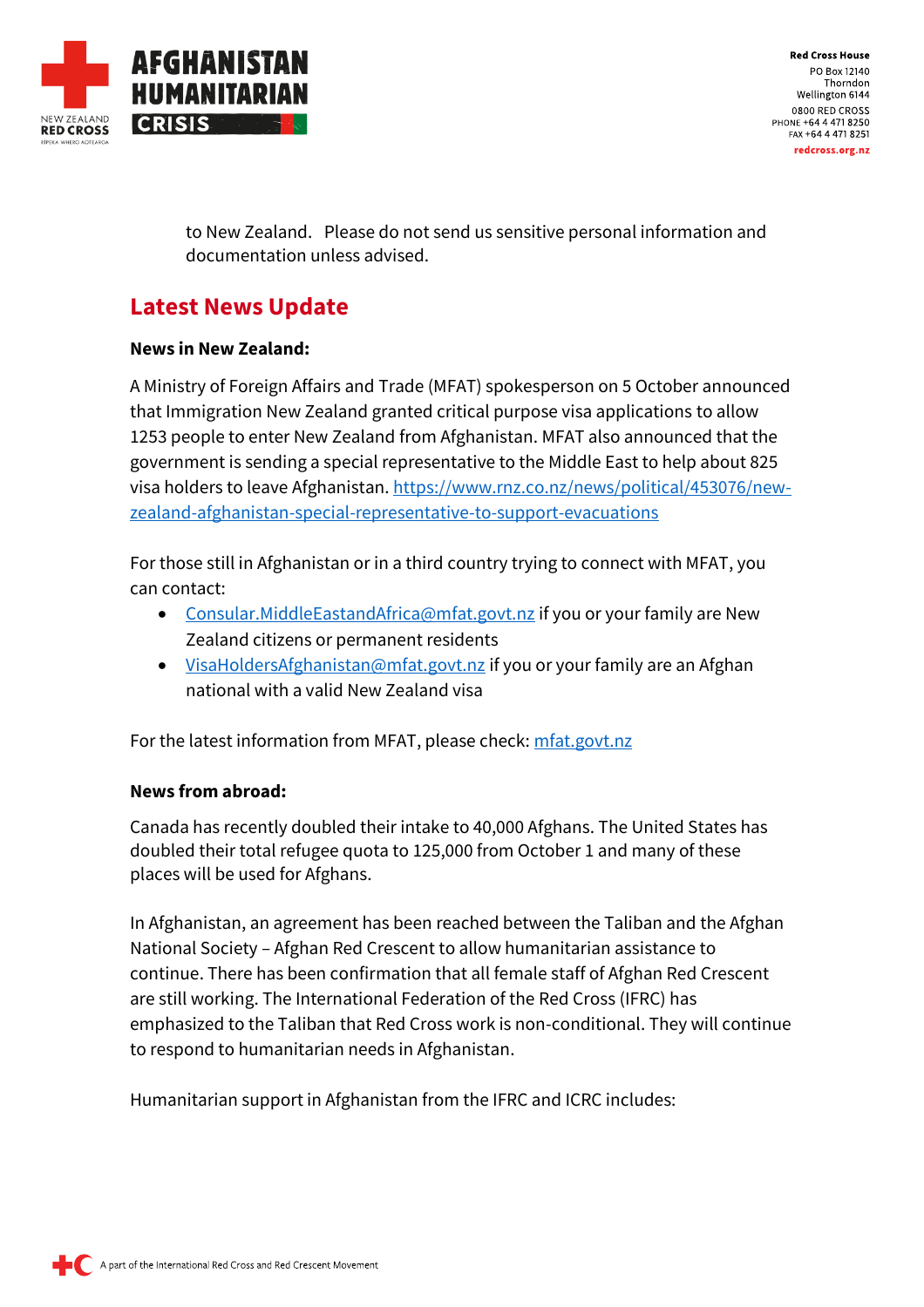to New Zealand. Please do not send us sensitive personal information and documentation unless advised.

## Latest News Update

**News in New Zealand:**

A Ministry of Foreign Affairs and Trade (MFAT) spokesperson on 5 October announced that Immigration New Zealand granted critical purpose visa applications to allow 1253 people to enter New Zealand from Afghanistan. MFAT also announced that the government is sending a special representative to the Middle East to help about 825 visa holders to leave Afghanistan. https://www.rnz.co.nz/news/political/453076/new-zealand-afghanistan-special-representative-to-support-evacuations

For those still in Afghanistan or in a third country trying to connect with MFAT, you can contact:

- Consular.MiddleEastandAfrica@mfat.govt.nz if you or your family are New Zealand citizens or permanent residents
- VisaHoldersAfghanistan@mfat.govt.nz if you or your family are an Afghan national with a valid New Zealand visa

For the latest information from MFAT, please check: mfat.govt.nz

**News from abroad:**

Canada has recently doubled their intake to 40,000 Afghans. The United States has doubled their total refugee quota to 125,000 from October 1 and many of these places will be used for Afghans.

In Afghanistan, an agreement has been reached between the Taliban and the Afghan National Society – Afghan Red Crescent to allow humanitarian assistance to continue. There has been confirmation that all female staff of Afghan Red Crescent are still working. The International Federation of the Red Cross (IFRC) has emphasized to the Taliban that Red Cross work is non-conditional. They will continue to respond to humanitarian needs in Afghanistan.

Humanitarian support in Afghanistan from the IFRC and ICRC includes: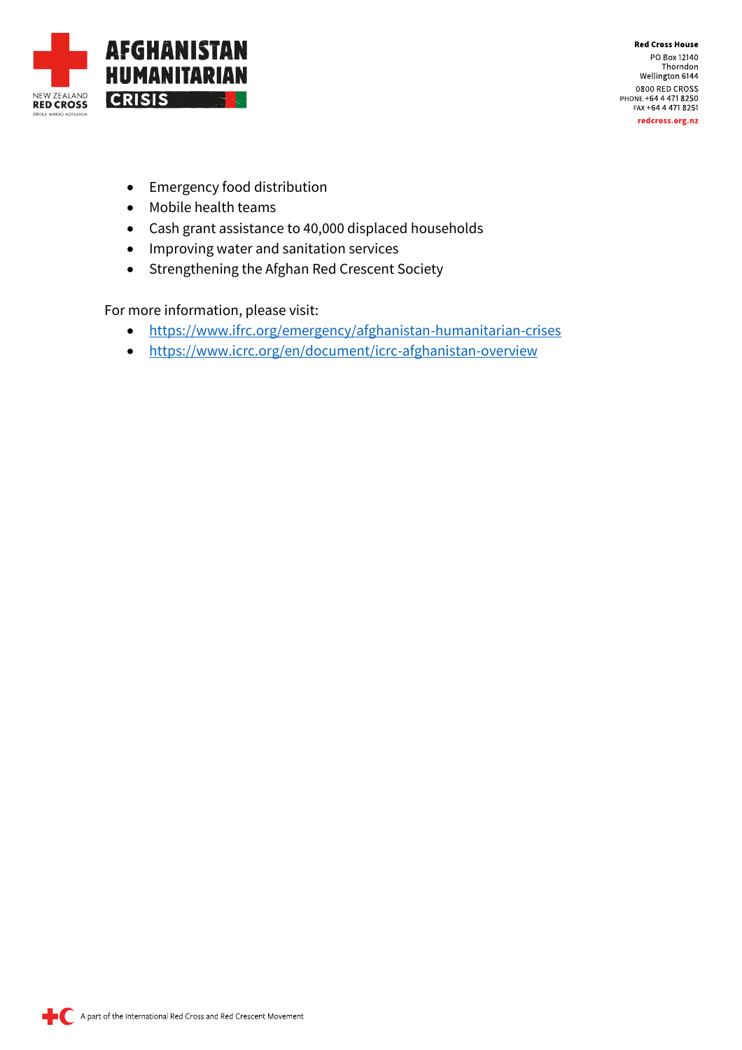- Emergency food distribution
- Mobile health teams
- Cash grant assistance to 40,000 displaced households
- Improving water and sanitation services
- Strengthening the Afghan Red Crescent Society

For more information, please visit:

- https://www.ifrc.org/emergency/afghanistan-humanitarian-crises
- https://www.icrc.org/en/document/icrc-afghanistan-overview